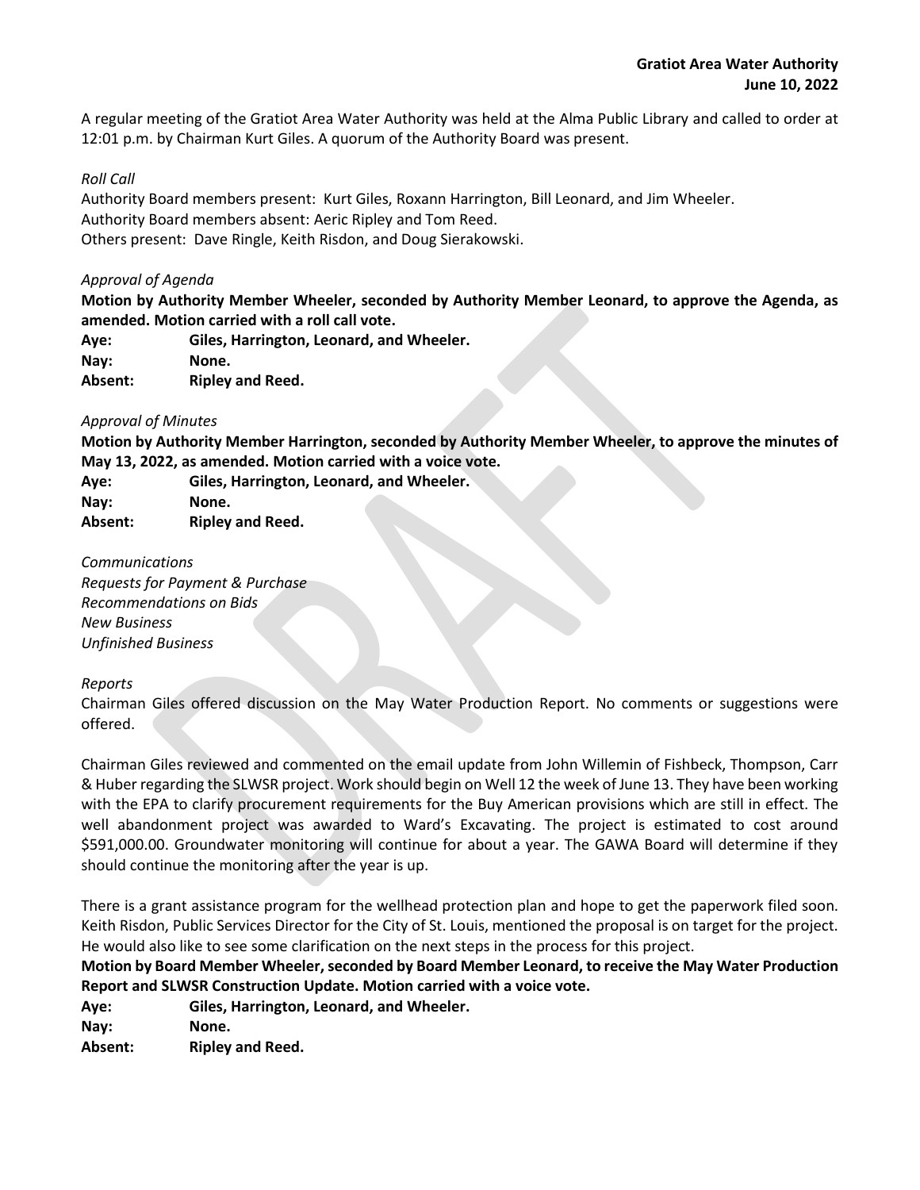**Gratiot Area Water Authority**
**June 10, 2022**

A regular meeting of the Gratiot Area Water Authority was held at the Alma Public Library and called to order at 12:01 p.m. by Chairman Kurt Giles. A quorum of the Authority Board was present.

*Roll Call*

Authority Board members present: Kurt Giles, Roxann Harrington, Bill Leonard, and Jim Wheeler.
Authority Board members absent: Aeric Ripley and Tom Reed.
Others present: Dave Ringle, Keith Risdon, and Doug Sierakowski.

*Approval of Agenda*

**Motion by Authority Member Wheeler, seconded by Authority Member Leonard, to approve the Agenda, as amended. Motion carried with a roll call vote.**

| | |
|---|---|
| **Aye:** | **Giles, Harrington, Leonard, and Wheeler.** |
| **Nay:** | **None.** |
| **Absent:** | **Ripley and Reed.** |

*Approval of Minutes*

**Motion by Authority Member Harrington, seconded by Authority Member Wheeler, to approve the minutes of May 13, 2022, as amended. Motion carried with a voice vote.**

| | |
|---|---|
| **Aye:** | **Giles, Harrington, Leonard, and Wheeler.** |
| **Nay:** | **None.** |
| **Absent:** | **Ripley and Reed.** |

*Communications*

*Requests for Payment & Purchase*

*Recommendations on Bids*

*New Business*

*Unfinished Business*

*Reports*

Chairman Giles offered discussion on the May Water Production Report. No comments or suggestions were offered.

Chairman Giles reviewed and commented on the email update from John Willemin of Fishbeck, Thompson, Carr & Huber regarding the SLWSR project. Work should begin on Well 12 the week of June 13. They have been working with the EPA to clarify procurement requirements for the Buy American provisions which are still in effect. The well abandonment project was awarded to Ward's Excavating. The project is estimated to cost around $591,000.00. Groundwater monitoring will continue for about a year. The GAWA Board will determine if they should continue the monitoring after the year is up.

There is a grant assistance program for the wellhead protection plan and hope to get the paperwork filed soon. Keith Risdon, Public Services Director for the City of St. Louis, mentioned the proposal is on target for the project. He would also like to see some clarification on the next steps in the process for this project.

**Motion by Board Member Wheeler, seconded by Board Member Leonard, to receive the May Water Production Report and SLWSR Construction Update. Motion carried with a voice vote.**

| | |
|---|---|
| **Aye:** | **Giles, Harrington, Leonard, and Wheeler.** |
| **Nay:** | **None.** |
| **Absent:** | **Ripley and Reed.** |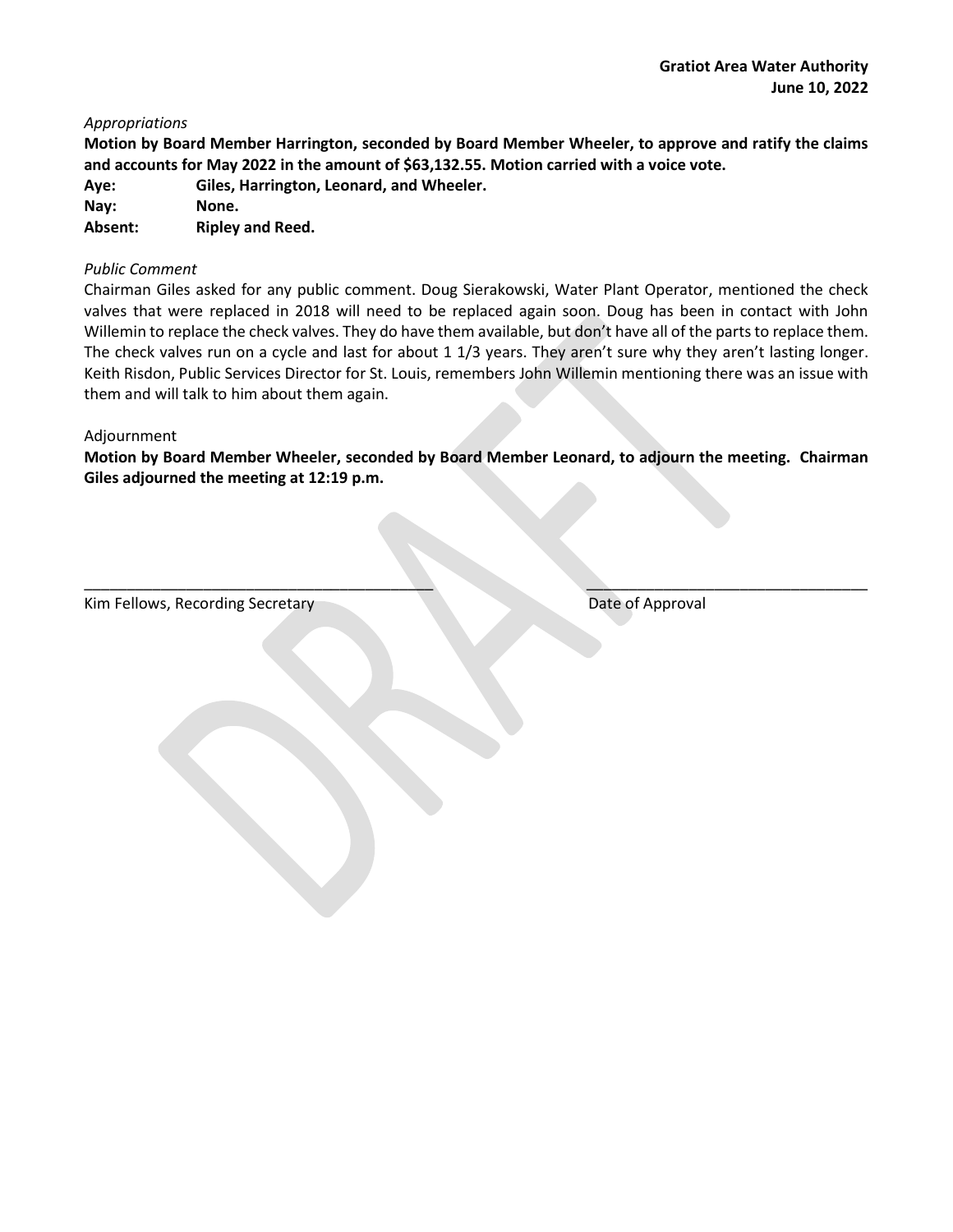*Appropriations*

**Motion by Board Member Harrington, seconded by Board Member Wheeler, to approve and ratify the claims and accounts for May 2022 in the amount of $63,132.55. Motion carried with a voice vote.**

| | |
|---|---|
| **Aye:** | **Giles, Harrington, Leonard, and Wheeler.** |
| **Nay:** | **None.** |
| **Absent:** | **Ripley and Reed.** |

*Public Comment*

Chairman Giles asked for any public comment. Doug Sierakowski, Water Plant Operator, mentioned the check valves that were replaced in 2018 will need to be replaced again soon. Doug has been in contact with John Willemin to replace the check valves. They do have them available, but don't have all of the parts to replace them. The check valves run on a cycle and last for about 1 1/3 years. They aren't sure why they aren't lasting longer. Keith Risdon, Public Services Director for St. Louis, remembers John Willemin mentioning there was an issue with them and will talk to him about them again.

Adjournment

**Motion by Board Member Wheeler, seconded by Board Member Leonard, to adjourn the meeting. Chairman Giles adjourned the meeting at 12:19 p.m.**

\_\_\_\_\_\_\_\_\_\_\_\_\_\_\_\_\_\_\_\_\_\_\_\_\_\_\_\_\_\_\_\_\_\_\_\_\_\_\_\_ \_\_\_\_\_\_\_\_\_\_\_\_\_\_\_\_\_\_\_\_\_\_\_\_\_\_\_\_\_\_\_\_

Kim Fellows, Recording Secretary Date of Approval

DRAFT